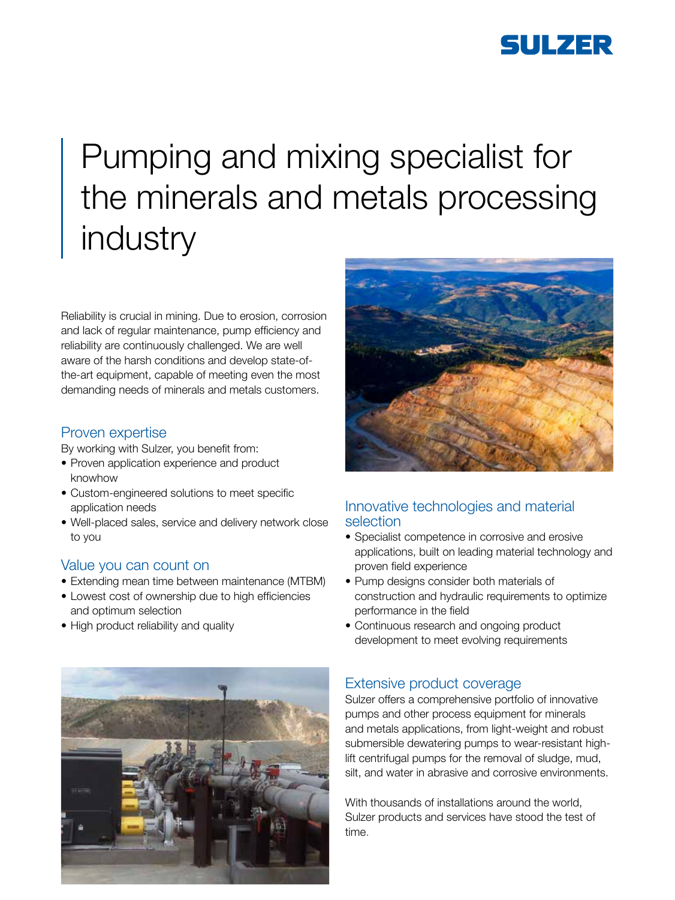# Pumping and mixing specialist for the minerals and metals processing industry

Reliability is crucial in mining. Due to erosion, corrosion and lack of regular maintenance, pump efficiency and reliability are continuously challenged. We are well aware of the harsh conditions and develop state-of-the-art equipment, capable of meeting even the most demanding needs of minerals and metals customers.

## Proven expertise

By working with Sulzer, you benefit from:

- Proven application experience and product knowhow
- Custom-engineered solutions to meet specific application needs
- Well-placed sales, service and delivery network close to you

## Value you can count on

- Extending mean time between maintenance (MTBM)
- Lowest cost of ownership due to high efficiencies and optimum selection
- High product reliability and quality

## Innovative technologies and material selection

- Specialist competence in corrosive and erosive applications, built on leading material technology and proven field experience
- Pump designs consider both materials of construction and hydraulic requirements to optimize performance in the field
- Continuous research and ongoing product development to meet evolving requirements

## Extensive product coverage

Sulzer offers a comprehensive portfolio of innovative pumps and other process equipment for minerals and metals applications, from light-weight and robust submersible dewatering pumps to wear-resistant high-lift centrifugal pumps for the removal of sludge, mud, silt, and water in abrasive and corrosive environments.

With thousands of installations around the world, Sulzer products and services have stood the test of time.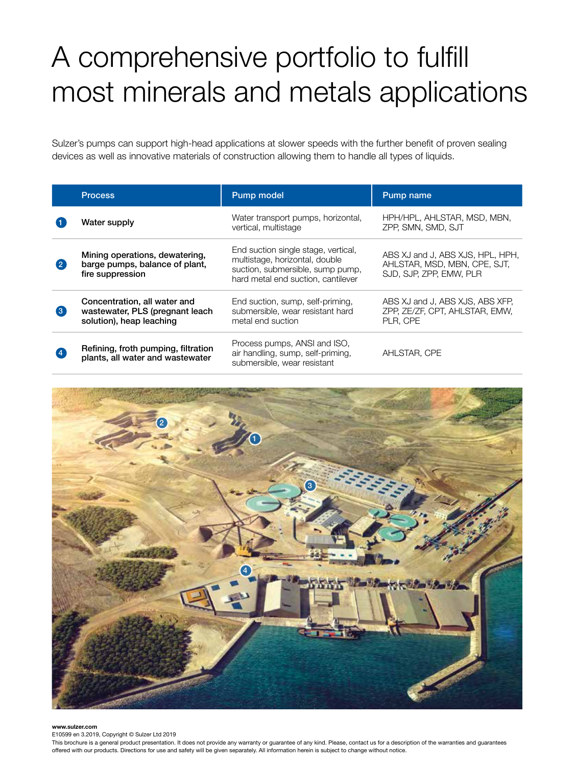# A comprehensive portfolio to fulfill most minerals and metals applications

Sulzer's pumps can support high-head applications at slower speeds with the further benefit of proven sealing devices as well as innovative materials of construction allowing them to handle all types of liquids.

| | Process | Pump model | Pump name |
|---|---|---|---|
| 1 | **Water supply** | Water transport pumps, horizontal, vertical, multistage | HPH/HPL, AHLSTAR, MSD, MBN, ZPP, SMN, SMD, SJT |
| 2 | **Mining operations, dewatering, barge pumps, balance of plant, fire suppression** | End suction single stage, vertical, multistage, horizontal, double suction, submersible, sump pump, hard metal end suction, cantilever | ABS XJ and J, ABS XJS, HPL, HPH, AHLSTAR, MSD, MBN, CPE, SJT, SJD, SJP, ZPP, EMW, PLR |
| 3 | **Concentration, all water and wastewater, PLS (pregnant leach solution), heap leaching** | End suction, sump, self-priming, submersible, wear resistant hard metal end suction | ABS XJ and J, ABS XJS, ABS XFP, ZPP, ZE/ZF, CPT, AHLSTAR, EMW, PLR, CPE |
| 4 | **Refining, froth pumping, filtration plants, all water and wastewater** | Process pumps, ANSI and ISO, air handling, sump, self-priming, submersible, wear resistant | AHLSTAR, CPE |

**www.sulzer.com**

E10599 en 3.2019, Copyright © Sulzer Ltd 2019

This brochure is a general product presentation. It does not provide any warranty or guarantee of any kind. Please, contact us for a description of the warranties and guarantees offered with our products. Directions for use and safety will be given separately. All information herein is subject to change without notice.